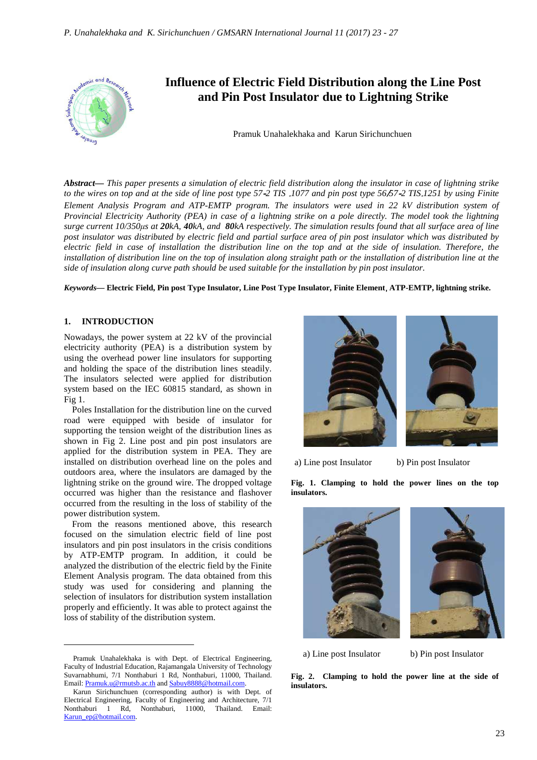# Influence of Electric Field Distribution along the Line Post and Pin Post Insulator due to Lightning Strike

Pramuk Unahalekhaka and Karun Sirichunchuen

***Abstract*—** *This paper presents a simulation of electric field distribution along the insulator in case of lightning strike to the wires on top and at the side of line post type 57-2 TIS .1077 and pin post type 56/57-2 TIS.1251 by using Finite Element Analysis Program and ATP-EMTP program. The insulators were used in 22 kV distribution system of Provincial Electricity Authority (PEA) in case of a lightning strike on a pole directly. The model took the lightning surge current 10/350µs at* ***20****kA,* ***40****kA, and* ***80****kA respectively. The simulation results found that all surface area of line post insulator was distributed by electric field and partial surface area of pin post insulator which was distributed by electric field in case of installation the distribution line on the top and at the side of insulation. Therefore, the installation of distribution line on the top of insulation along straight path or the installation of distribution line at the side of insulation along curve path should be used suitable for the installation by pin post insulator.*

***Keywords*— Electric Field, Pin post Type Insulator, Line Post Type Insulator, Finite Element, ATP-EMTP, lightning strike.**

## 1. INTRODUCTION

Nowadays, the power system at 22 kV of the provincial electricity authority (PEA) is a distribution system by using the overhead power line insulators for supporting and holding the space of the distribution lines steadily. The insulators selected were applied for distribution system based on the IEC 60815 standard, as shown in Fig 1.

Poles Installation for the distribution line on the curved road were equipped with beside of insulator for supporting the tension weight of the distribution lines as shown in Fig 2. Line post and pin post insulators are applied for the distribution system in PEA. They are installed on distribution overhead line on the poles and outdoors area, where the insulators are damaged by the lightning strike on the ground wire. The dropped voltage occurred was higher than the resistance and flashover occurred from the resulting in the loss of stability of the power distribution system.

From the reasons mentioned above, this research focused on the simulation electric field of line post insulators and pin post insulators in the crisis conditions by ATP-EMTP program. In addition, it could be analyzed the distribution of the electric field by the Finite Element Analysis program. The data obtained from this study was used for considering and planning the selection of insulators for distribution system installation properly and efficiently. It was able to protect against the loss of stability of the distribution system.

a) Line post Insulator b) Pin post Insulator

**Fig. 1. Clamping to hold the power lines on the top insulators.**

a) Line post Insulator b) Pin post Insulator

**Fig. 2. Clamping to hold the power line at the side of insulators.**

---

Pramuk Unahalekhaka is with Dept. of Electrical Engineering, Faculty of Industrial Education, Rajamangala University of Technology Suvarnabhumi, 7/1 Nonthaburi 1 Rd, Nonthaburi, 11000, Thailand. Email: Pramuk.u@rmutsb.ac.th and Sabuy8888@hotmail.com.

Karun Sirichunchuen (corresponding author) is with Dept. of Electrical Engineering, Faculty of Engineering and Architecture, 7/1 Nonthaburi 1 Rd, Nonthaburi, 11000, Thailand. Email: Karun_ep@hotmail.com.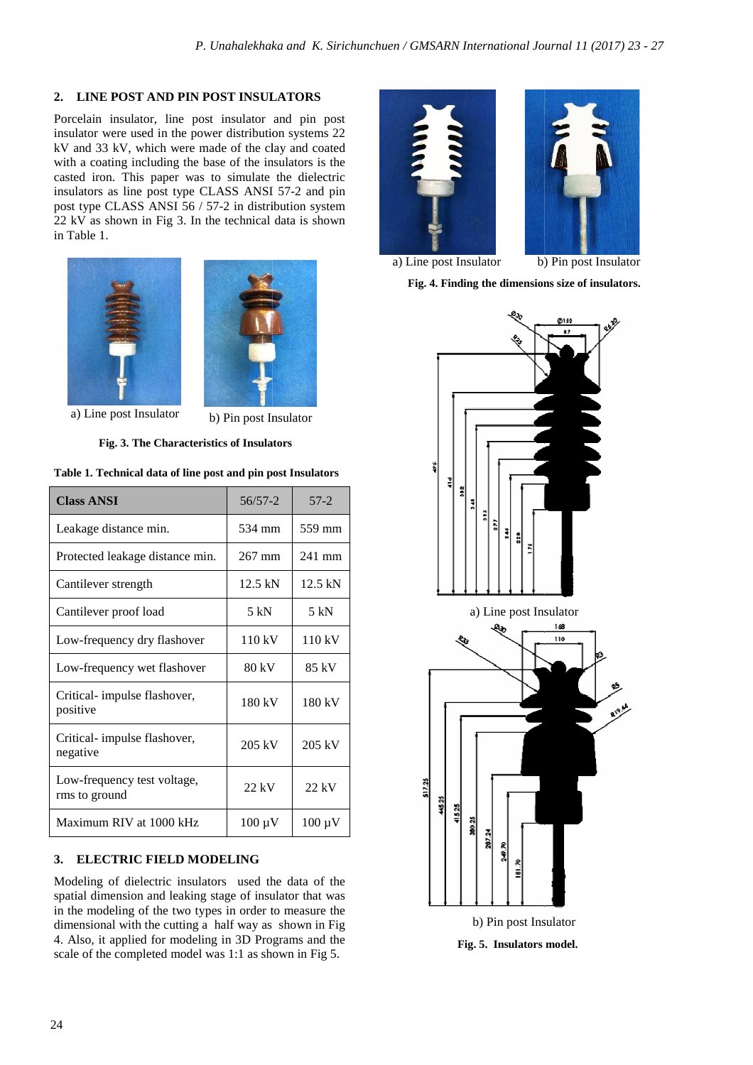## 2. LINE POST AND PIN POST INSULATORS

Porcelain insulator, line post insulator and pin post insulator were used in the power distribution systems 22 kV and 33 kV, which were made of the clay and coated with a coating including the base of the insulators is the casted iron. This paper was to simulate the dielectric insulators as line post type CLASS ANSI 57-2 and pin post type CLASS ANSI 56 / 57-2 in distribution system 22 kV as shown in Fig 3. In the technical data is shown in Table 1.

a) Line post Insulator b) Pin post Insulator

**Fig. 3. The Characteristics of Insulators**

**Table 1. Technical data of line post and pin post Insulators**

| **Class ANSI** | 56/57-2 | 57-2 |
|---|---|---|
| Leakage distance min. | 534 mm | 559 mm |
| Protected leakage distance min. | 267 mm | 241 mm |
| Cantilever strength | 12.5 kN | 12.5 kN |
| Cantilever proof load | 5 kN | 5 kN |
| Low-frequency dry flashover | 110 kV | 110 kV |
| Low-frequency wet flashover | 80 kV | 85 kV |
| Critical- impulse flashover, positive | 180 kV | 180 kV |
| Critical- impulse flashover, negative | 205 kV | 205 kV |
| Low-frequency test voltage, rms to ground | 22 kV | 22 kV |
| Maximum RIV at 1000 kHz | 100 µV | 100 µV |

## 3. ELECTRIC FIELD MODELING

Modeling of dielectric insulators used the data of the spatial dimension and leaking stage of insulator that was in the modeling of the two types in order to measure the dimensional with the cutting a half way as shown in Fig 4. Also, it applied for modeling in 3D Programs and the scale of the completed model was 1:1 as shown in Fig 5.

a) Line post Insulator b) Pin post Insulator

**Fig. 4. Finding the dimensions size of insulators.**

a) Line post Insulator

b) Pin post Insulator

**Fig. 5. Insulators model.**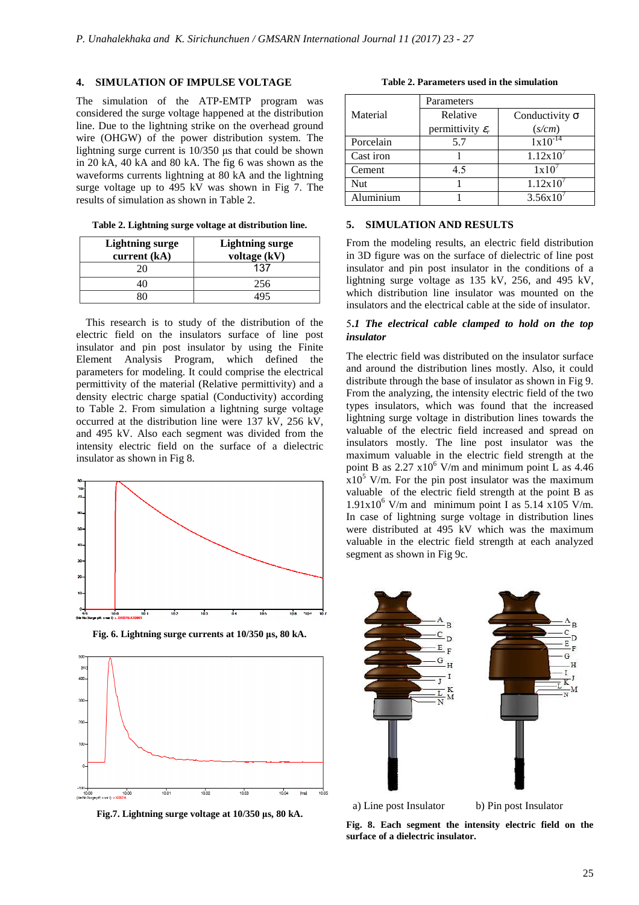## 4. SIMULATION OF IMPULSE VOLTAGE

The simulation of the ATP-EMTP program was considered the surge voltage happened at the distribution line. Due to the lightning strike on the overhead ground wire (OHGW) of the power distribution system. The lightning surge current is 10/350 µs that could be shown in 20 kA, 40 kA and 80 kA. The fig 6 was shown as the waveforms currents lightning at 80 kA and the lightning surge voltage up to 495 kV was shown in Fig 7. The results of simulation as shown in Table 2.

**Table 2. Lightning surge voltage at distribution line.**

| Lightning surge current (kA) | Lightning surge voltage (kV) |
|---|---|
| 20 | 137 |
| 40 | 256 |
| 80 | 495 |

This research is to study of the distribution of the electric field on the insulators surface of line post insulator and pin post insulator by using the Finite Element Analysis Program, which defined the parameters for modeling. It could comprise the electrical permittivity of the material (Relative permittivity) and a density electric charge spatial (Conductivity) according to Table 2. From simulation a lightning surge voltage occurred at the distribution line were 137 kV, 256 kV, and 495 kV. Also each segment was divided from the intensity electric field on the surface of a dielectric insulator as shown in Fig 8.

**Fig. 6. Lightning surge currents at 10/350 µs, 80 kA.**

**Fig.7. Lightning surge voltage at 10/350 µs, 80 kA.**

**Table 2. Parameters used in the simulation**

| Material | Parameters | |
|---|---|---|
| | Relative permittivity $\varepsilon_r$ | Conductivity $\sigma$ (*s/cm*) |
| Porcelain | 5.7 | $1 \times 10^{-14}$ |
| Cast iron | 1 | $1.12 \times 10^{7}$ |
| Cement | 4.5 | $1 \times 10^{7}$ |
| Nut | 1 | $1.12 \times 10^{7}$ |
| Aluminium | 1 | $3.56 \times 10^{7}$ |

## 5. SIMULATION AND RESULTS

From the modeling results, an electric field distribution in 3D figure was on the surface of dielectric of line post insulator and pin post insulator in the conditions of a lightning surge voltage as 135 kV, 256, and 495 kV, which distribution line insulator was mounted on the insulators and the electrical cable at the side of insulator.

### *5.1 The electrical cable clamped to hold on the top insulator*

The electric field was distributed on the insulator surface and around the distribution lines mostly. Also, it could distribute through the base of insulator as shown in Fig 9. From the analyzing, the intensity electric field of the two types insulators, which was found that the increased lightning surge voltage in distribution lines towards the valuable of the electric field increased and spread on insulators mostly. The line post insulator was the maximum valuable in the electric field strength at the point B as $2.27 \times 10^{6}$ V/m and minimum point L as 4.46 $\times 10^{5}$ V/m. For the pin post insulator was the maximum valuable of the electric field strength at the point B as $1.91 \times 10^{6}$ V/m and minimum point I as 5.14 x105 V/m. In case of lightning surge voltage in distribution lines were distributed at 495 kV which was the maximum valuable in the electric field strength at each analyzed segment as shown in Fig 9c.

a) Line post Insulator b) Pin post Insulator

**Fig. 8. Each segment the intensity electric field on the surface of a dielectric insulator.**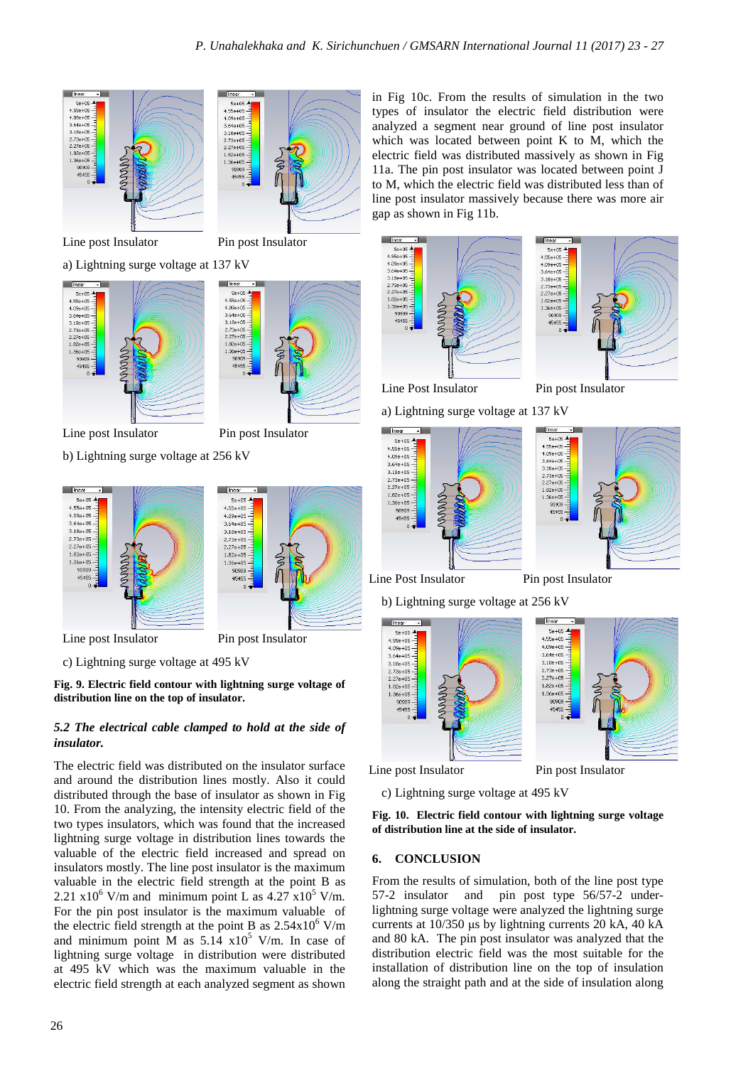Line post Insulator Pin post Insulator

a) Lightning surge voltage at 137 kV

Line post Insulator Pin post Insulator

b) Lightning surge voltage at 256 kV

Line post Insulator Pin post Insulator

c) Lightning surge voltage at 495 kV

**Fig. 9. Electric field contour with lightning surge voltage of distribution line on the top of insulator.**

### *5.2 The electrical cable clamped to hold at the side of insulator.*

The electric field was distributed on the insulator surface and around the distribution lines mostly. Also it could distributed through the base of insulator as shown in Fig 10. From the analyzing, the intensity electric field of the two types insulators, which was found that the increased lightning surge voltage in distribution lines towards the valuable of the electric field increased and spread on insulators mostly. The line post insulator is the maximum valuable in the electric field strength at the point B as 2.21 $x10^6$ V/m and minimum point L as 4.27 $x10^5$ V/m. For the pin post insulator is the maximum valuable of the electric field strength at the point B as $2.54x10^6$ V/m and minimum point M as 5.14 $x10^5$ V/m. In case of lightning surge voltage in distribution were distributed at 495 kV which was the maximum valuable in the electric field strength at each analyzed segment as shown in Fig 10c. From the results of simulation in the two types of insulator the electric field distribution were analyzed a segment near ground of line post insulator which was located between point K to M, which the electric field was distributed massively as shown in Fig 11a. The pin post insulator was located between point J to M, which the electric field was distributed less than of line post insulator massively because there was more air gap as shown in Fig 11b.

Line Post Insulator Pin post Insulator

a) Lightning surge voltage at 137 kV

Line Post Insulator Pin post Insulator

b) Lightning surge voltage at 256 kV

Line post Insulator Pin post Insulator

c) Lightning surge voltage at 495 kV

**Fig. 10. Electric field contour with lightning surge voltage of distribution line at the side of insulator.**

## 6. CONCLUSION

From the results of simulation, both of the line post type 57-2 insulator and pin post type 56/57-2 under-lightning surge voltage were analyzed the lightning surge currents at 10/350 μs by lightning currents 20 kA, 40 kA and 80 kA. The pin post insulator was analyzed that the distribution electric field was the most suitable for the installation of distribution line on the top of insulation along the straight path and at the side of insulation along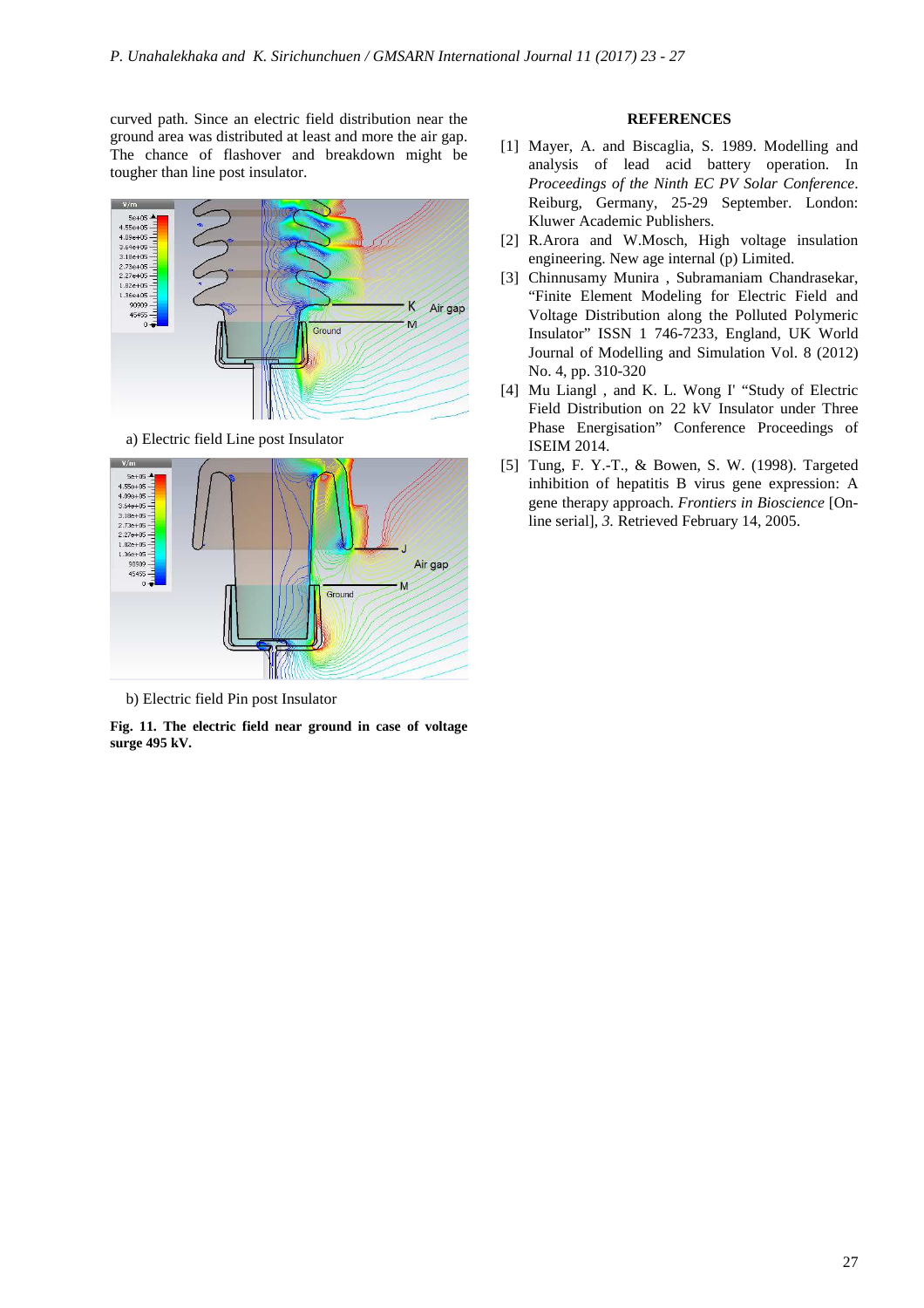curved path. Since an electric field distribution near the ground area was distributed at least and more the air gap. The chance of flashover and breakdown might be tougher than line post insulator.

V/m
5e+05
4.55e+05
4.09e+05
3.64e+05
3.18e+05
2.73e+05
2.27e+05
1.82e+05
1.36e+05
90909
45455
0
K
Air gap
M
Ground

a) Electric field Line post Insulator

V/m
5e+05
4.55e+05
4.09e+05
3.64e+05
3.18e+05
2.73e+05
2.27e+05
1.82e+05
1.36e+05
90909
45455
0
J
Air gap
M
Ground

b) Electric field Pin post Insulator

**Fig. 11. The electric field near ground in case of voltage surge 495 kV.**

## REFERENCES

[1] Mayer, A. and Biscaglia, S. 1989. Modelling and analysis of lead acid battery operation. In *Proceedings of the Ninth EC PV Solar Conference*. Reiburg, Germany, 25-29 September. London: Kluwer Academic Publishers.

[2] R.Arora and W.Mosch, High voltage insulation engineering. New age internal (p) Limited.

[3] Chinnusamy Munira , Subramaniam Chandrasekar, "Finite Element Modeling for Electric Field and Voltage Distribution along the Polluted Polymeric Insulator" ISSN 1 746-7233, England, UK World Journal of Modelling and Simulation Vol. 8 (2012) No. 4, pp. 310-320

[4] Mu Liangl , and K. L. Wong I' "Study of Electric Field Distribution on 22 kV Insulator under Three Phase Energisation" Conference Proceedings of ISEIM 2014.

[5] Tung, F. Y.-T., & Bowen, S. W. (1998). Targeted inhibition of hepatitis B virus gene expression: A gene therapy approach. *Frontiers in Bioscience* [On-line serial], *3.* Retrieved February 14, 2005.